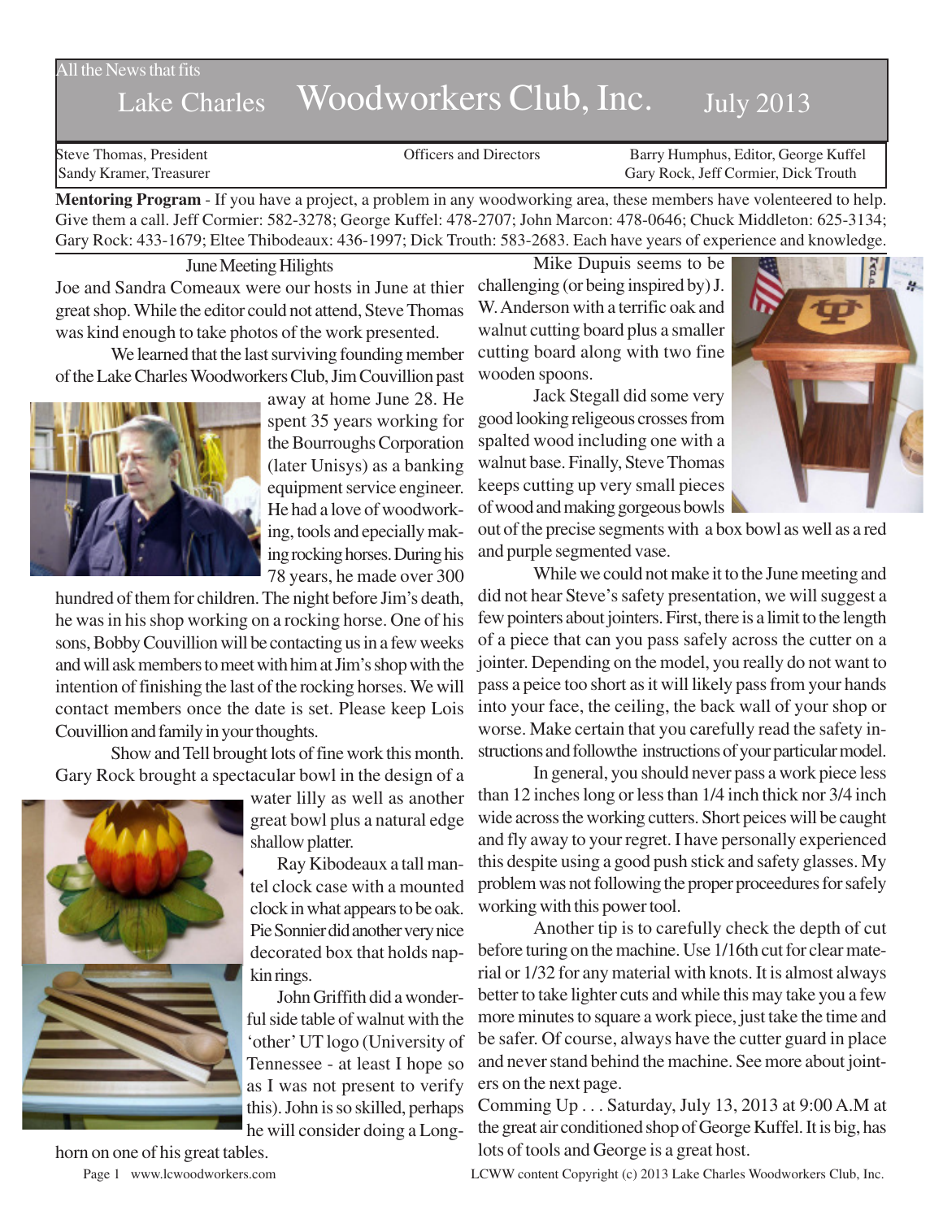All the News that fits

# Lake Charles Woodworkers Club, Inc. July 2013

Steve Thomas, President | Officers and Directors | Barry Humphus, Editor, George Kuffel
Sandy Kramer, Treasurer | | Gary Rock, Jeff Cormier, Dick Trouth

**Mentoring Program** - If you have a project, a problem in any woodworking area, these members have volenteered to help. Give them a call. Jeff Cormier: 582-3278; George Kuffel: 478-2707; John Marcon: 478-0646; Chuck Middleton: 625-3134; Gary Rock: 433-1679; Eltee Thibodeaux: 436-1997; Dick Trouth: 583-2683. Each have years of experience and knowledge.

## June Meeting Hilights

Joe and Sandra Comeaux were our hosts in June at thier great shop. While the editor could not attend, Steve Thomas was kind enough to take photos of the work presented.

We learned that the last surviving founding member of the Lake Charles Woodworkers Club, Jim Couvillion past away at home June 28. He spent 35 years working for the Bourroughs Corporation (later Unisys) as a banking equipment service engineer. He had a love of woodworking, tools and epecially making rocking horses. During his 78 years, he made over 300 hundred of them for children. The night before Jim's death, he was in his shop working on a rocking horse. One of his sons, Bobby Couvillion will be contacting us in a few weeks and will ask members to meet with him at Jim's shop with the intention of finishing the last of the rocking horses. We will contact members once the date is set. Please keep Lois Couvillion and family in your thoughts.

Show and Tell brought lots of fine work this month. Gary Rock brought a spectacular bowl in the design of a water lilly as well as another great bowl plus a natural edge shallow platter.

Ray Kibodeaux a tall mantel clock case with a mounted clock in what appears to be oak. Pie Sonnier did another very nice decorated box that holds napkin rings.

John Griffith did a wonderful side table of walnut with the 'other' UT logo (University of Tennessee - at least I hope so as I was not present to verify this). John is so skilled, perhaps he will consider doing a Longhorn on one of his great tables.

Mike Dupuis seems to be challenging (or being inspired by) J. W. Anderson with a terrific oak and walnut cutting board plus a smaller cutting board along with two fine wooden spoons.

Jack Stegall did some very good looking religeous crosses from spalted wood including one with a walnut base. Finally, Steve Thomas keeps cutting up very small pieces of wood and making gorgeous bowls out of the precise segments with a box bowl as well as a red and purple segmented vase.

While we could not make it to the June meeting and did not hear Steve's safety presentation, we will suggest a few pointers about jointers. First, there is a limit to the length of a piece that can you pass safely across the cutter on a jointer. Depending on the model, you really do not want to pass a peice too short as it will likely pass from your hands into your face, the ceiling, the back wall of your shop or worse. Make certain that you carefully read the safety instructions and followthe instructions of your particular model.

In general, you should never pass a work piece less than 12 inches long or less than 1/4 inch thick nor 3/4 inch wide across the working cutters. Short peices will be caught and fly away to your regret. I have personally experienced this despite using a good push stick and safety glasses. My problem was not following the proper proceedures for safely working with this power tool.

Another tip is to carefully check the depth of cut before turing on the machine. Use 1/16th cut for clear material or 1/32 for any material with knots. It is almost always better to take lighter cuts and while this may take you a few more minutes to square a work piece, just take the time and be safer. Of course, always have the cutter guard in place and never stand behind the machine. See more about jointers on the next page.

Comming Up . . . Saturday, July 13, 2013 at 9:00 A.M at the great air conditioned shop of George Kuffel. It is big, has lots of tools and George is a great host.

www.lcwoodworkers.com — LCWW content Copyright (c) 2013 Lake Charles Woodworkers Club, Inc.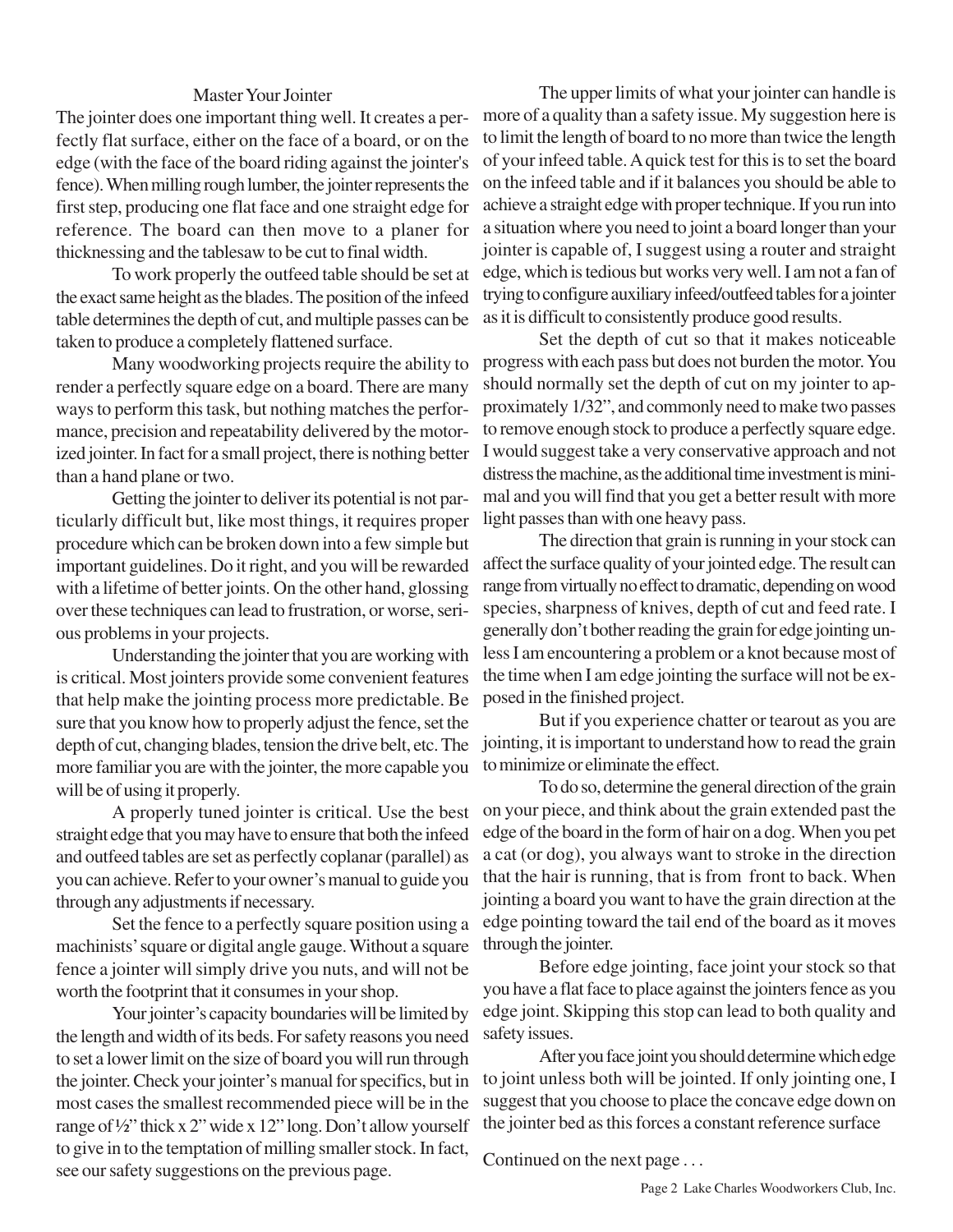## Master Your Jointer

The jointer does one important thing well. It creates a perfectly flat surface, either on the face of a board, or on the edge (with the face of the board riding against the jointer's fence). When milling rough lumber, the jointer represents the first step, producing one flat face and one straight edge for reference. The board can then move to a planer for thicknessing and the tablesaw to be cut to final width.

To work properly the outfeed table should be set at the exact same height as the blades. The position of the infeed table determines the depth of cut, and multiple passes can be taken to produce a completely flattened surface.

Many woodworking projects require the ability to render a perfectly square edge on a board. There are many ways to perform this task, but nothing matches the performance, precision and repeatability delivered by the motorized jointer. In fact for a small project, there is nothing better than a hand plane or two.

Getting the jointer to deliver its potential is not particularly difficult but, like most things, it requires proper procedure which can be broken down into a few simple but important guidelines. Do it right, and you will be rewarded with a lifetime of better joints. On the other hand, glossing over these techniques can lead to frustration, or worse, serious problems in your projects.

Understanding the jointer that you are working with is critical. Most jointers provide some convenient features that help make the jointing process more predictable. Be sure that you know how to properly adjust the fence, set the depth of cut, changing blades, tension the drive belt, etc. The more familiar you are with the jointer, the more capable you will be of using it properly.

A properly tuned jointer is critical. Use the best straight edge that you may have to ensure that both the infeed and outfeed tables are set as perfectly coplanar (parallel) as you can achieve. Refer to your owner's manual to guide you through any adjustments if necessary.

Set the fence to a perfectly square position using a machinists' square or digital angle gauge. Without a square fence a jointer will simply drive you nuts, and will not be worth the footprint that it consumes in your shop.

Your jointer's capacity boundaries will be limited by the length and width of its beds. For safety reasons you need to set a lower limit on the size of board you will run through the jointer. Check your jointer's manual for specifics, but in most cases the smallest recommended piece will be in the range of ½" thick x 2" wide x 12" long. Don't allow yourself to give in to the temptation of milling smaller stock. In fact, see our safety suggestions on the previous page.

The upper limits of what your jointer can handle is more of a quality than a safety issue. My suggestion here is to limit the length of board to no more than twice the length of your infeed table. A quick test for this is to set the board on the infeed table and if it balances you should be able to achieve a straight edge with proper technique. If you run into a situation where you need to joint a board longer than your jointer is capable of, I suggest using a router and straight edge, which is tedious but works very well. I am not a fan of trying to configure auxiliary infeed/outfeed tables for a jointer as it is difficult to consistently produce good results.

Set the depth of cut so that it makes noticeable progress with each pass but does not burden the motor. You should normally set the depth of cut on my jointer to approximately 1/32", and commonly need to make two passes to remove enough stock to produce a perfectly square edge. I would suggest take a very conservative approach and not distress the machine, as the additional time investment is minimal and you will find that you get a better result with more light passes than with one heavy pass.

The direction that grain is running in your stock can affect the surface quality of your jointed edge. The result can range from virtually no effect to dramatic, depending on wood species, sharpness of knives, depth of cut and feed rate. I generally don't bother reading the grain for edge jointing unless I am encountering a problem or a knot because most of the time when I am edge jointing the surface will not be exposed in the finished project.

But if you experience chatter or tearout as you are jointing, it is important to understand how to read the grain to minimize or eliminate the effect.

To do so, determine the general direction of the grain on your piece, and think about the grain extended past the edge of the board in the form of hair on a dog. When you pet a cat (or dog), you always want to stroke in the direction that the hair is running, that is from front to back. When jointing a board you want to have the grain direction at the edge pointing toward the tail end of the board as it moves through the jointer.

Before edge jointing, face joint your stock so that you have a flat face to place against the jointers fence as you edge joint. Skipping this stop can lead to both quality and safety issues.

After you face joint you should determine which edge to joint unless both will be jointed. If only jointing one, I suggest that you choose to place the concave edge down on the jointer bed as this forces a constant reference surface

Continued on the next page . . .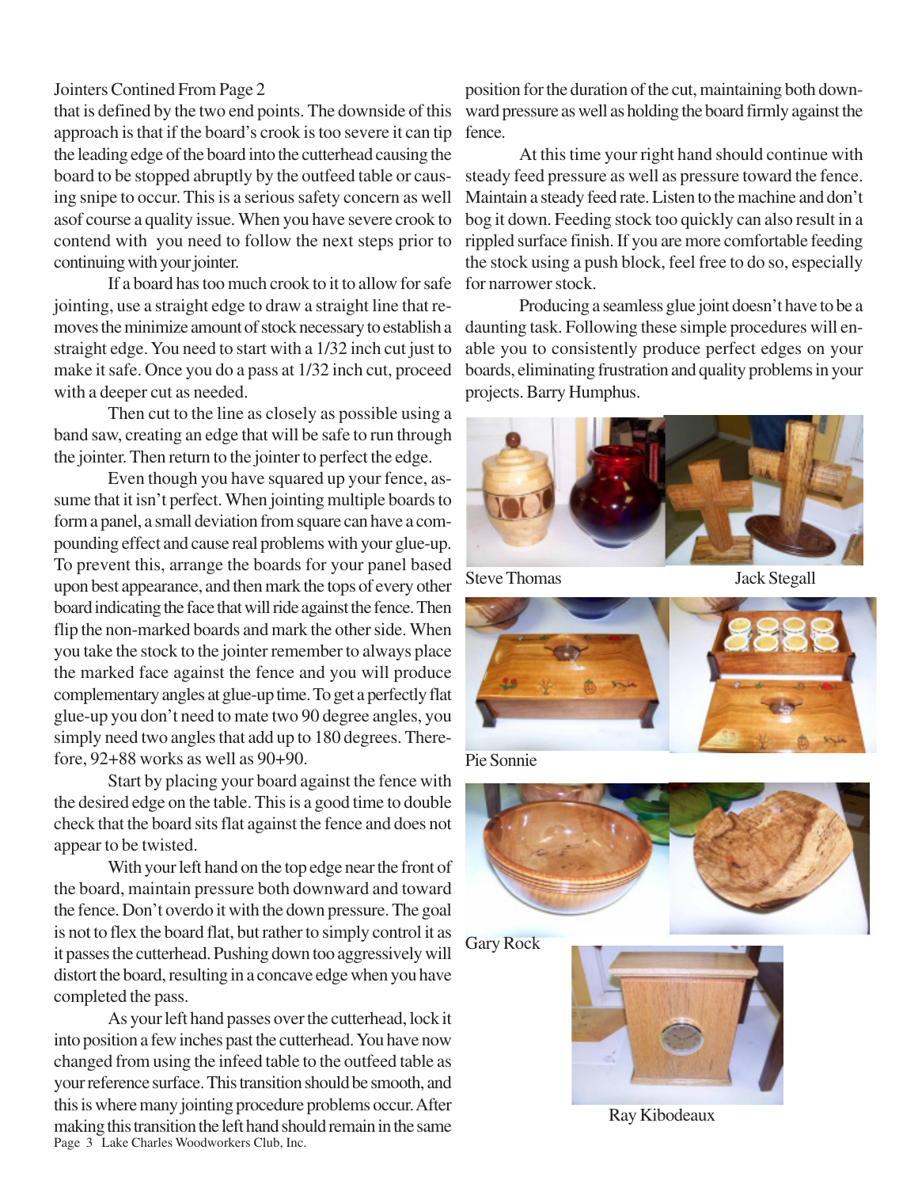Jointers Contined From Page 2

that is defined by the two end points. The downside of this approach is that if the board's crook is too severe it can tip the leading edge of the board into the cutterhead causing the board to be stopped abruptly by the outfeed table or causing snipe to occur. This is a serious safety concern as well asof course a quality issue. When you have severe crook to contend with you need to follow the next steps prior to continuing with your jointer.

If a board has too much crook to it to allow for safe jointing, use a straight edge to draw a straight line that removes the minimize amount of stock necessary to establish a straight edge. You need to start with a 1/32 inch cut just to make it safe. Once you do a pass at 1/32 inch cut, proceed with a deeper cut as needed.

Then cut to the line as closely as possible using a band saw, creating an edge that will be safe to run through the jointer. Then return to the jointer to perfect the edge.

Even though you have squared up your fence, assume that it isn't perfect. When jointing multiple boards to form a panel, a small deviation from square can have a compounding effect and cause real problems with your glue-up. To prevent this, arrange the boards for your panel based upon best appearance, and then mark the tops of every other board indicating the face that will ride against the fence. Then flip the non-marked boards and mark the other side. When you take the stock to the jointer remember to always place the marked face against the fence and you will produce complementary angles at glue-up time. To get a perfectly flat glue-up you don't need to mate two 90 degree angles, you simply need two angles that add up to 180 degrees. Therefore, 92+88 works as well as 90+90.

Start by placing your board against the fence with the desired edge on the table. This is a good time to double check that the board sits flat against the fence and does not appear to be twisted.

With your left hand on the top edge near the front of the board, maintain pressure both downward and toward the fence. Don't overdo it with the down pressure. The goal is not to flex the board flat, but rather to simply control it as it passes the cutterhead. Pushing down too aggressively will distort the board, resulting in a concave edge when you have completed the pass.

As your left hand passes over the cutterhead, lock it into position a few inches past the cutterhead. You have now changed from using the infeed table to the outfeed table as your reference surface. This transition should be smooth, and this is where many jointing procedure problems occur. After making this transition the left hand should remain in the same position for the duration of the cut, maintaining both downward pressure as well as holding the board firmly against the fence.

At this time your right hand should continue with steady feed pressure as well as pressure toward the fence. Maintain a steady feed rate. Listen to the machine and don't bog it down. Feeding stock too quickly can also result in a rippled surface finish. If you are more comfortable feeding the stock using a push block, feel free to do so, especially for narrower stock.

Producing a seamless glue joint doesn't have to be a daunting task. Following these simple procedures will enable you to consistently produce perfect edges on your boards, eliminating frustration and quality problems in your projects. Barry Humphus.

Steve Thomas

Jack Stegall

Pie Sonnie

Gary Rock

Ray Kibodeaux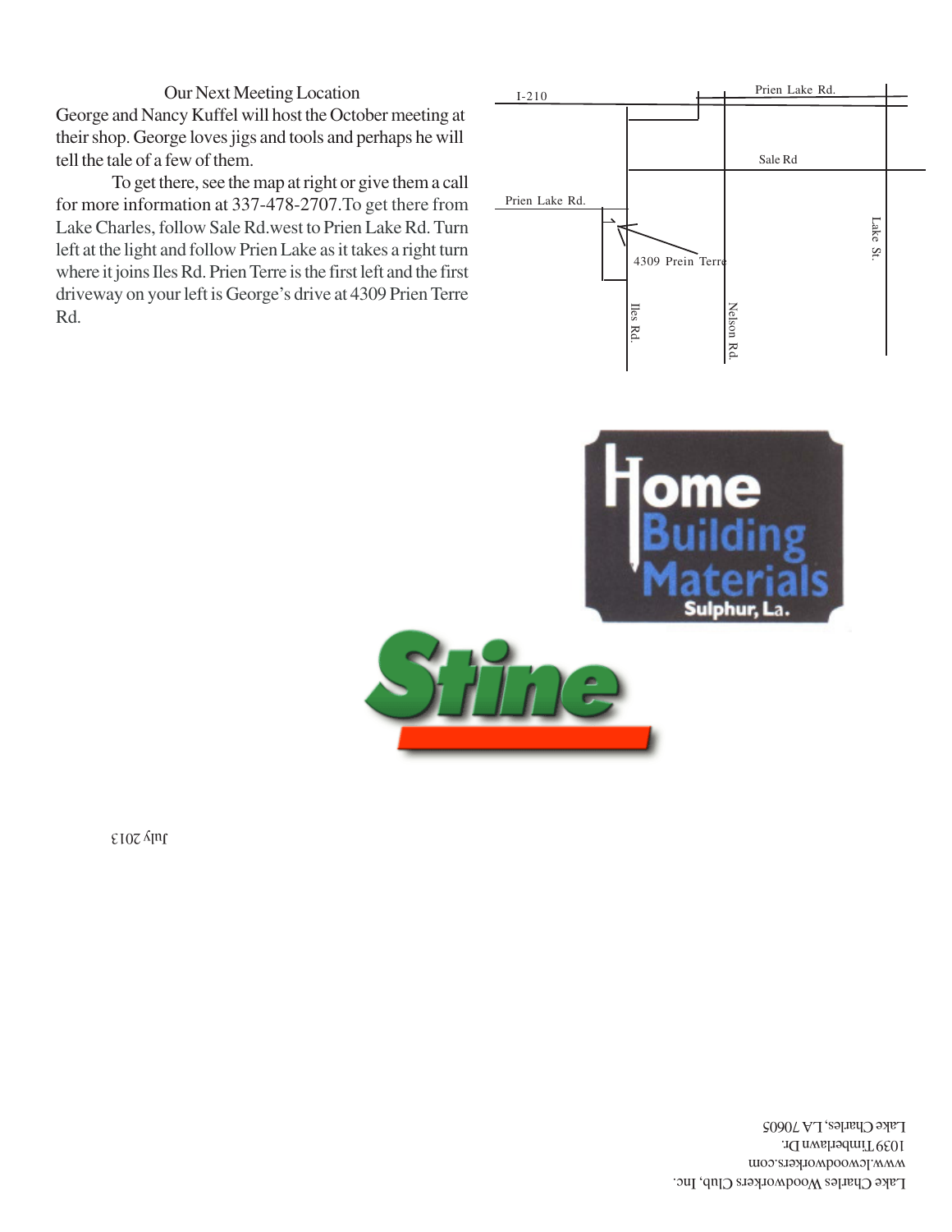## Our Next Meeting Location

George and Nancy Kuffel will host the October meeting at their shop. George loves jigs and tools and perhaps he will tell the tale of a few of them.

To get there, see the map at right or give them a call for more information at 337-478-2707.To get there from Lake Charles, follow Sale Rd.west to Prien Lake Rd. Turn left at the light and follow Prien Lake as it takes a right turn where it joins Iles Rd. Prien Terre is the first left and the first driveway on your left is George's drive at 4309 Prien Terre Rd.

I-210
Prien Lake Rd.
Sale Rd
Prien Lake Rd.
4309 Prein Terre
Lake St.
Iles Rd.
Nelson Rd.

Home Building Materials
Sulphur, La.

Stine

July 2013

Lake Charles Woodworkers Club, Inc.
www.lcwoodworkers.com
1039 Timberlawn Dr.
Lake Charles, LA 70605